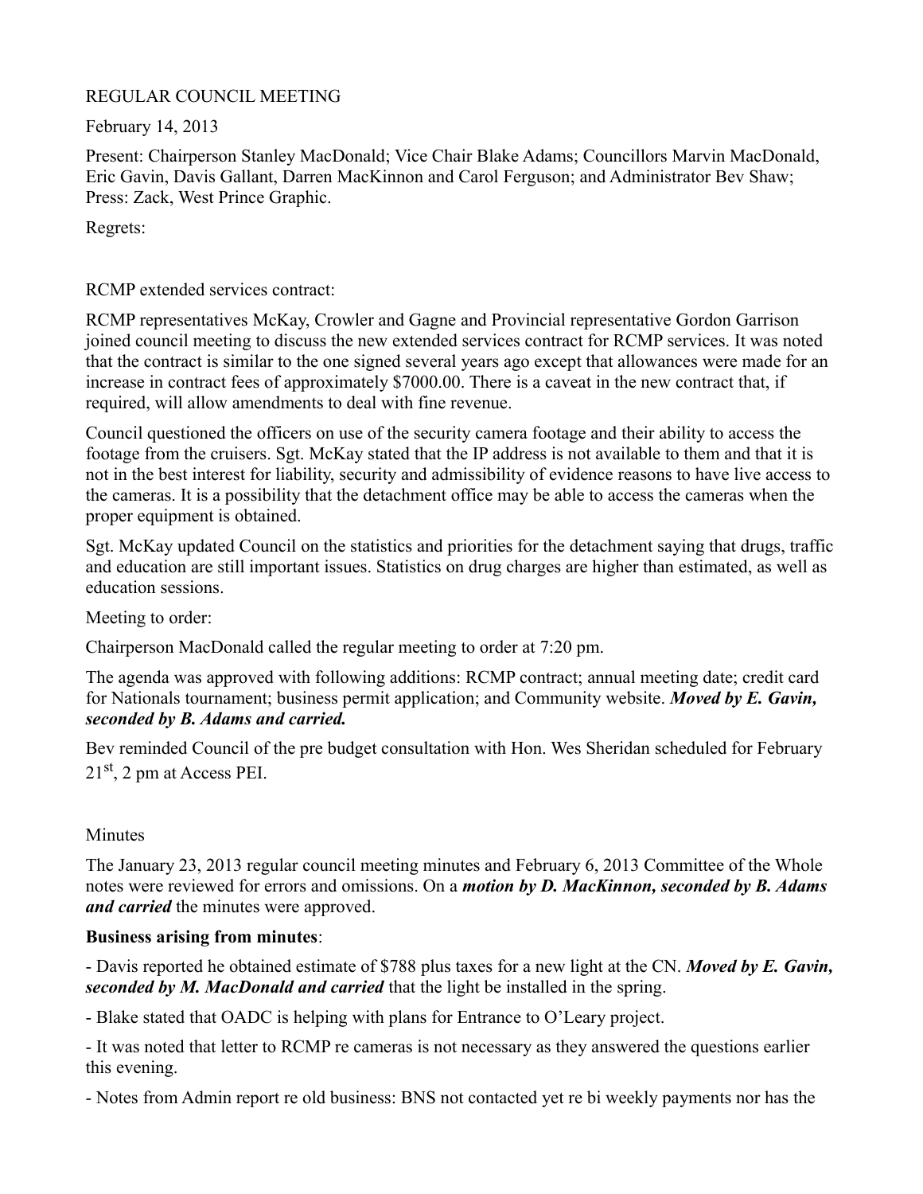REGULAR COUNCIL MEETING

February 14, 2013

Present: Chairperson Stanley MacDonald; Vice Chair Blake Adams; Councillors Marvin MacDonald, Eric Gavin, Davis Gallant, Darren MacKinnon and Carol Ferguson; and Administrator Bev Shaw; Press: Zack, West Prince Graphic.

Regrets:

RCMP extended services contract:

RCMP representatives McKay, Crowler and Gagne and Provincial representative Gordon Garrison joined council meeting to discuss the new extended services contract for RCMP services. It was noted that the contract is similar to the one signed several years ago except that allowances were made for an increase in contract fees of approximately $7000.00. There is a caveat in the new contract that, if required, will allow amendments to deal with fine revenue.

Council questioned the officers on use of the security camera footage and their ability to access the footage from the cruisers. Sgt. McKay stated that the IP address is not available to them and that it is not in the best interest for liability, security and admissibility of evidence reasons to have live access to the cameras. It is a possibility that the detachment office may be able to access the cameras when the proper equipment is obtained.

Sgt. McKay updated Council on the statistics and priorities for the detachment saying that drugs, traffic and education are still important issues. Statistics on drug charges are higher than estimated, as well as education sessions.

Meeting to order:

Chairperson MacDonald called the regular meeting to order at 7:20 pm.

The agenda was approved with following additions: RCMP contract; annual meeting date; credit card for Nationals tournament; business permit application; and Community website. ***Moved by E. Gavin, seconded by B. Adams and carried.***

Bev reminded Council of the pre budget consultation with Hon. Wes Sheridan scheduled for February 21st, 2 pm at Access PEI.

Minutes

The January 23, 2013 regular council meeting minutes and February 6, 2013 Committee of the Whole notes were reviewed for errors and omissions. On a ***motion by D. MacKinnon, seconded by B. Adams and carried*** the minutes were approved.

**Business arising from minutes**:

- Davis reported he obtained estimate of $788 plus taxes for a new light at the CN. ***Moved by E. Gavin, seconded by M. MacDonald and carried*** that the light be installed in the spring.

- Blake stated that OADC is helping with plans for Entrance to O'Leary project.

- It was noted that letter to RCMP re cameras is not necessary as they answered the questions earlier this evening.

- Notes from Admin report re old business: BNS not contacted yet re bi weekly payments nor has the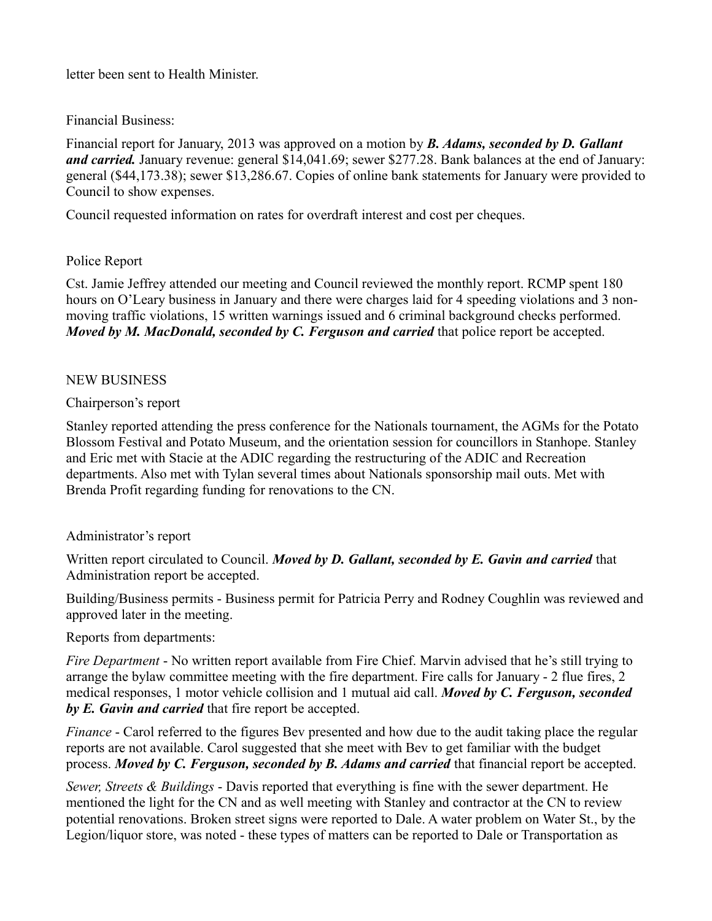letter been sent to Health Minister.

Financial Business:

Financial report for January, 2013 was approved on a motion by ***B. Adams, seconded by D. Gallant and carried.*** January revenue: general $14,041.69; sewer $277.28. Bank balances at the end of January: general ($44,173.38); sewer $13,286.67. Copies of online bank statements for January were provided to Council to show expenses.

Council requested information on rates for overdraft interest and cost per cheques.

Police Report

Cst. Jamie Jeffrey attended our meeting and Council reviewed the monthly report. RCMP spent 180 hours on O'Leary business in January and there were charges laid for 4 speeding violations and 3 non-moving traffic violations, 15 written warnings issued and 6 criminal background checks performed. ***Moved by M. MacDonald, seconded by C. Ferguson and carried*** that police report be accepted.

NEW BUSINESS

Chairperson's report

Stanley reported attending the press conference for the Nationals tournament, the AGMs for the Potato Blossom Festival and Potato Museum, and the orientation session for councillors in Stanhope. Stanley and Eric met with Stacie at the ADIC regarding the restructuring of the ADIC and Recreation departments. Also met with Tylan several times about Nationals sponsorship mail outs. Met with Brenda Profit regarding funding for renovations to the CN.

Administrator's report

Written report circulated to Council. ***Moved by D. Gallant, seconded by E. Gavin and carried*** that Administration report be accepted.

Building/Business permits - Business permit for Patricia Perry and Rodney Coughlin was reviewed and approved later in the meeting.

Reports from departments:

*Fire Department* - No written report available from Fire Chief. Marvin advised that he's still trying to arrange the bylaw committee meeting with the fire department. Fire calls for January - 2 flue fires, 2 medical responses, 1 motor vehicle collision and 1 mutual aid call. ***Moved by C. Ferguson, seconded by E. Gavin and carried*** that fire report be accepted.

*Finance* - Carol referred to the figures Bev presented and how due to the audit taking place the regular reports are not available. Carol suggested that she meet with Bev to get familiar with the budget process. ***Moved by C. Ferguson, seconded by B. Adams and carried*** that financial report be accepted.

*Sewer, Streets & Buildings* - Davis reported that everything is fine with the sewer department. He mentioned the light for the CN and as well meeting with Stanley and contractor at the CN to review potential renovations. Broken street signs were reported to Dale. A water problem on Water St., by the Legion/liquor store, was noted - these types of matters can be reported to Dale or Transportation as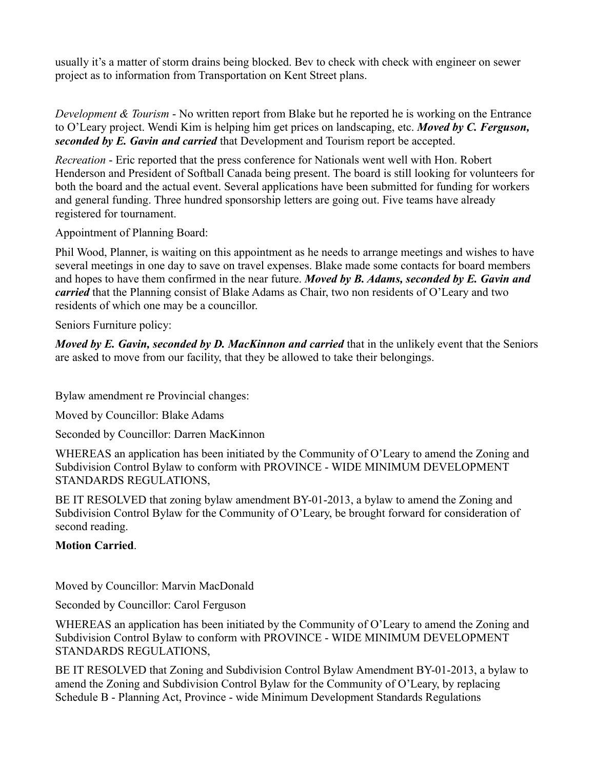usually it's a matter of storm drains being blocked. Bev to check with check with engineer on sewer project as to information from Transportation on Kent Street plans.

*Development & Tourism* - No written report from Blake but he reported he is working on the Entrance to O'Leary project. Wendi Kim is helping him get prices on landscaping, etc. ***Moved by C. Ferguson, seconded by E. Gavin and carried*** that Development and Tourism report be accepted.

*Recreation* - Eric reported that the press conference for Nationals went well with Hon. Robert Henderson and President of Softball Canada being present. The board is still looking for volunteers for both the board and the actual event. Several applications have been submitted for funding for workers and general funding. Three hundred sponsorship letters are going out. Five teams have already registered for tournament.

Appointment of Planning Board:

Phil Wood, Planner, is waiting on this appointment as he needs to arrange meetings and wishes to have several meetings in one day to save on travel expenses. Blake made some contacts for board members and hopes to have them confirmed in the near future. ***Moved by B. Adams, seconded by E. Gavin and carried*** that the Planning consist of Blake Adams as Chair, two non residents of O'Leary and two residents of which one may be a councillor.

Seniors Furniture policy:

***Moved by E. Gavin, seconded by D. MacKinnon and carried*** that in the unlikely event that the Seniors are asked to move from our facility, that they be allowed to take their belongings.

Bylaw amendment re Provincial changes:

Moved by Councillor: Blake Adams

Seconded by Councillor: Darren MacKinnon

WHEREAS an application has been initiated by the Community of O'Leary to amend the Zoning and Subdivision Control Bylaw to conform with PROVINCE - WIDE MINIMUM DEVELOPMENT STANDARDS REGULATIONS,

BE IT RESOLVED that zoning bylaw amendment BY-01-2013, a bylaw to amend the Zoning and Subdivision Control Bylaw for the Community of O'Leary, be brought forward for consideration of second reading.

**Motion Carried**.

Moved by Councillor: Marvin MacDonald

Seconded by Councillor: Carol Ferguson

WHEREAS an application has been initiated by the Community of O'Leary to amend the Zoning and Subdivision Control Bylaw to conform with PROVINCE - WIDE MINIMUM DEVELOPMENT STANDARDS REGULATIONS,

BE IT RESOLVED that Zoning and Subdivision Control Bylaw Amendment BY-01-2013, a bylaw to amend the Zoning and Subdivision Control Bylaw for the Community of O'Leary, by replacing Schedule B - Planning Act, Province - wide Minimum Development Standards Regulations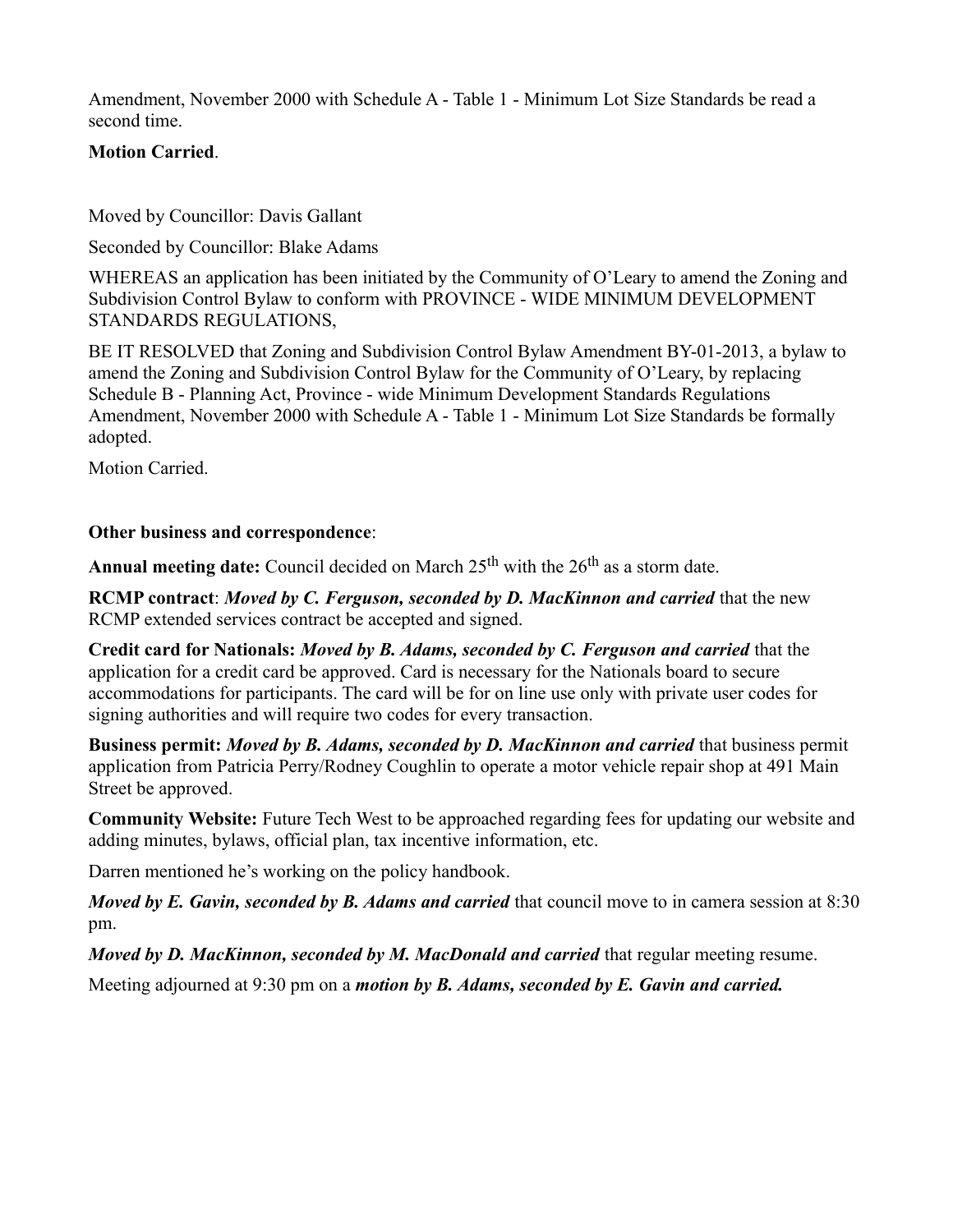Amendment, November 2000 with Schedule A - Table 1 - Minimum Lot Size Standards be read a second time.

**Motion Carried**.

Moved by Councillor: Davis Gallant

Seconded by Councillor: Blake Adams

WHEREAS an application has been initiated by the Community of O'Leary to amend the Zoning and Subdivision Control Bylaw to conform with PROVINCE - WIDE MINIMUM DEVELOPMENT STANDARDS REGULATIONS,

BE IT RESOLVED that Zoning and Subdivision Control Bylaw Amendment BY-01-2013, a bylaw to amend the Zoning and Subdivision Control Bylaw for the Community of O'Leary, by replacing Schedule B - Planning Act, Province - wide Minimum Development Standards Regulations Amendment, November 2000 with Schedule A - Table 1 - Minimum Lot Size Standards be formally adopted.

Motion Carried.

**Other business and correspondence**:

**Annual meeting date:** Council decided on March 25th with the 26th as a storm date.

**RCMP contract**: ***Moved by C. Ferguson, seconded by D. MacKinnon and carried*** that the new RCMP extended services contract be accepted and signed.

**Credit card for Nationals:** ***Moved by B. Adams, seconded by C. Ferguson and carried*** that the application for a credit card be approved. Card is necessary for the Nationals board to secure accommodations for participants. The card will be for on line use only with private user codes for signing authorities and will require two codes for every transaction.

**Business permit:** ***Moved by B. Adams, seconded by D. MacKinnon and carried*** that business permit application from Patricia Perry/Rodney Coughlin to operate a motor vehicle repair shop at 491 Main Street be approved.

**Community Website:** Future Tech West to be approached regarding fees for updating our website and adding minutes, bylaws, official plan, tax incentive information, etc.

Darren mentioned he's working on the policy handbook.

***Moved by E. Gavin, seconded by B. Adams and carried*** that council move to in camera session at 8:30 pm.

***Moved by D. MacKinnon, seconded by M. MacDonald and carried*** that regular meeting resume.

Meeting adjourned at 9:30 pm on a ***motion by B. Adams, seconded by E. Gavin and carried.***